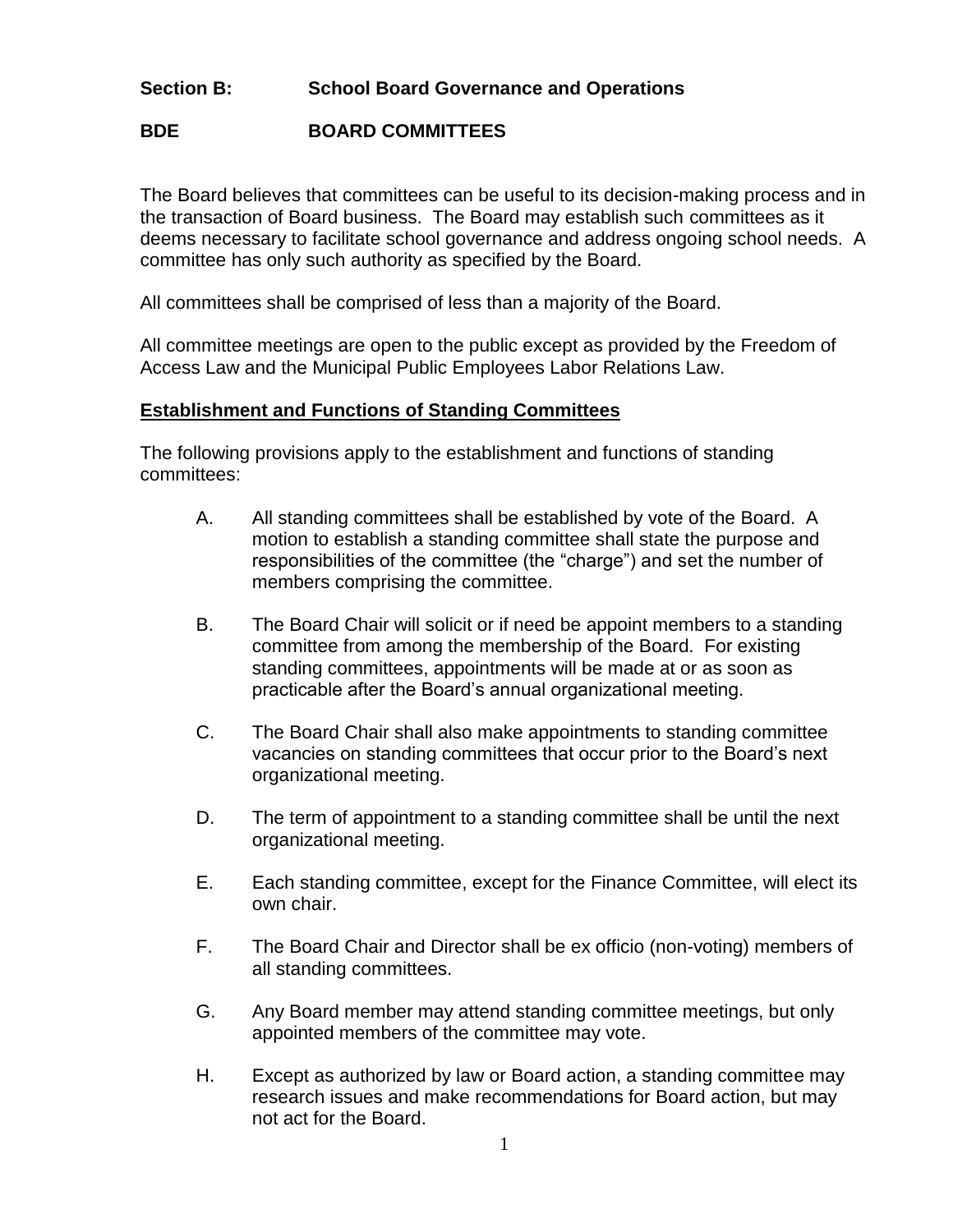**Section B: School Board Governance and Operations**

**BDE BOARD COMMITTEES**

The Board believes that committees can be useful to its decision-making process and in the transaction of Board business. The Board may establish such committees as it deems necessary to facilitate school governance and address ongoing school needs. A committee has only such authority as specified by the Board.

All committees shall be comprised of less than a majority of the Board.

All committee meetings are open to the public except as provided by the Freedom of Access Law and the Municipal Public Employees Labor Relations Law.

**Establishment and Functions of Standing Committees**

The following provisions apply to the establishment and functions of standing committees:

A. All standing committees shall be established by vote of the Board. A motion to establish a standing committee shall state the purpose and responsibilities of the committee (the "charge") and set the number of members comprising the committee.

B. The Board Chair will solicit or if need be appoint members to a standing committee from among the membership of the Board. For existing standing committees, appointments will be made at or as soon as practicable after the Board's annual organizational meeting.

C. The Board Chair shall also make appointments to standing committee vacancies on standing committees that occur prior to the Board's next organizational meeting.

D. The term of appointment to a standing committee shall be until the next organizational meeting.

E. Each standing committee, except for the Finance Committee, will elect its own chair.

F. The Board Chair and Director shall be ex officio (non-voting) members of all standing committees.

G. Any Board member may attend standing committee meetings, but only appointed members of the committee may vote.

H. Except as authorized by law or Board action, a standing committee may research issues and make recommendations for Board action, but may not act for the Board.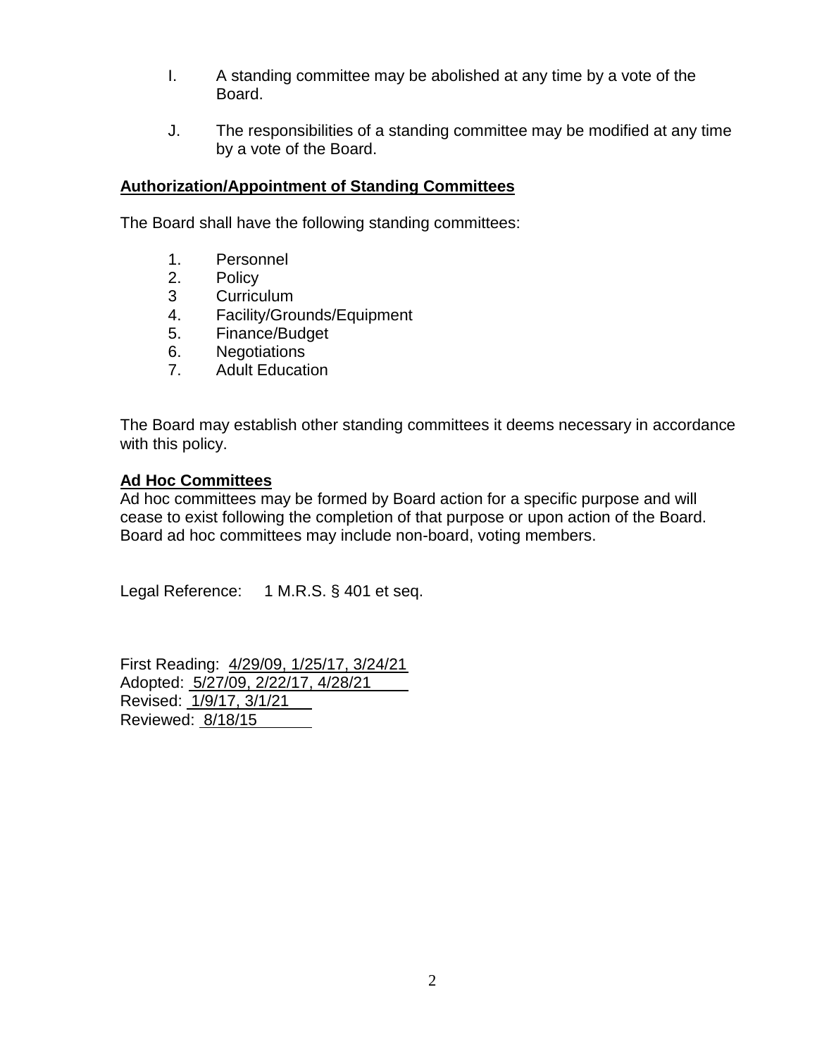I. A standing committee may be abolished at any time by a vote of the Board.

J. The responsibilities of a standing committee may be modified at any time by a vote of the Board.

**Authorization/Appointment of Standing Committees**

The Board shall have the following standing committees:

1. Personnel
2. Policy
3 Curriculum
4. Facility/Grounds/Equipment
5. Finance/Budget
6. Negotiations
7. Adult Education

The Board may establish other standing committees it deems necessary in accordance with this policy.

**Ad Hoc Committees**

Ad hoc committees may be formed by Board action for a specific purpose and will cease to exist following the completion of that purpose or upon action of the Board. Board ad hoc committees may include non-board, voting members.

Legal Reference: 1 M.R.S. § 401 et seq.

First Reading: 4/29/09, 1/25/17, 3/24/21
Adopted: 5/27/09, 2/22/17, 4/28/21
Revised: 1/9/17, 3/1/21
Reviewed: 8/18/15